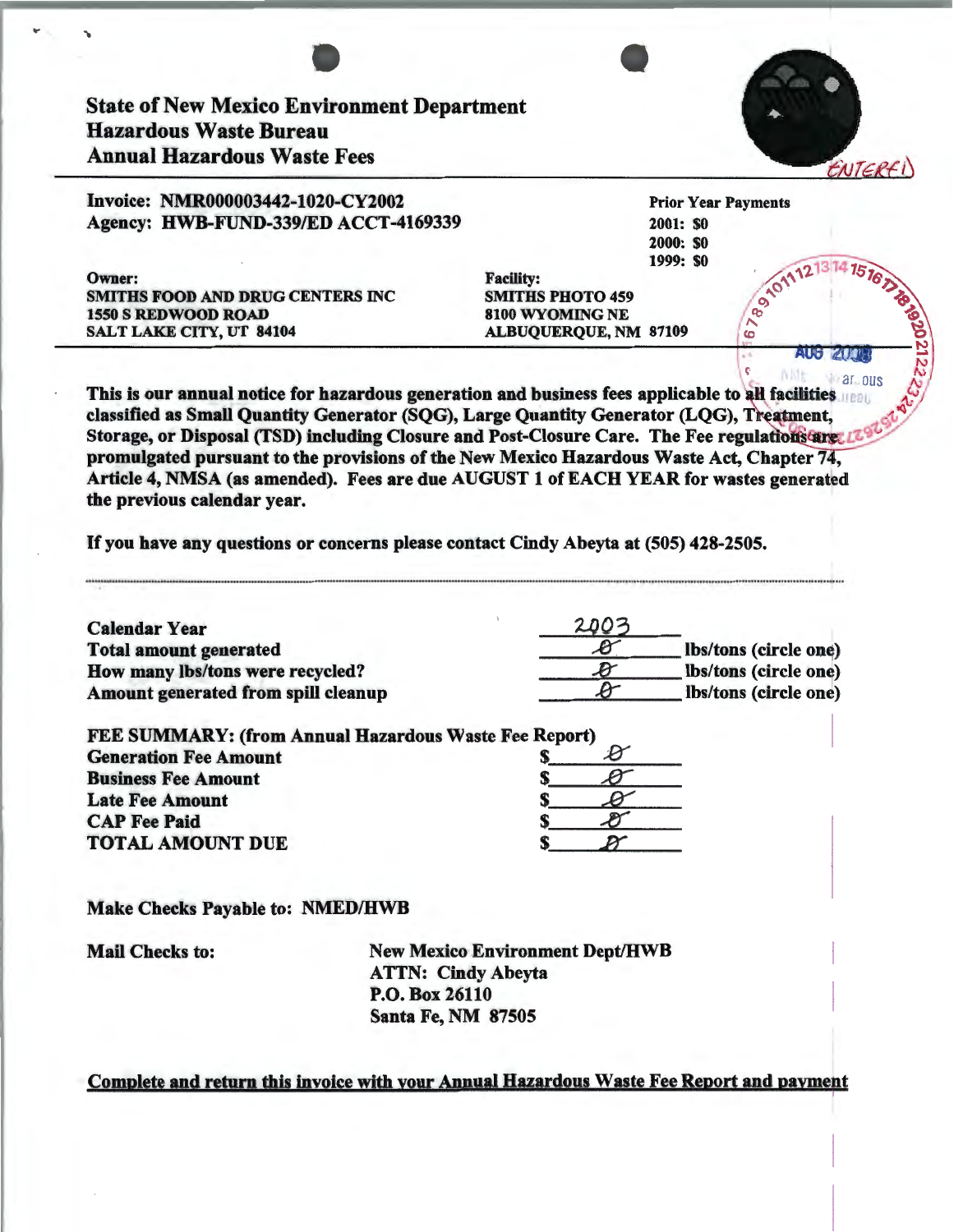# State of New Mexico Environment Department
## Hazardous Waste Bureau
## Annual Hazardous Waste Fees

ENTERED

**Invoice: NMR000003442-1020-CY2002**
**Agency: HWB-FUND-339/ED ACCT-4169339**

**Prior Year Payments**
**2001: $0**
**2000: $0**
**1999: $0**

**Owner:**
**SMITHS FOOD AND DRUG CENTERS INC**
**1550 S REDWOOD ROAD**
**SALT LAKE CITY, UT 84104**

**Facility:**
**SMITHS PHOTO 459**
**8100 WYOMING NE**
**ALBUQUERQUE, NM 87109**

AUG 2003

**This is our annual notice for hazardous generation and business fees applicable to all facilities classified as Small Quantity Generator (SQG), Large Quantity Generator (LQG), Treatment, Storage, or Disposal (TSD) including Closure and Post-Closure Care. The Fee regulations are promulgated pursuant to the provisions of the New Mexico Hazardous Waste Act, Chapter 74, Article 4, NMSA (as amended). Fees are due AUGUST 1 of EACH YEAR for wastes generated the previous calendar year.**

**If you have any questions or concerns please contact Cindy Abeyta at (505) 428-2505.**

| | | |
|---|---|---|
| **Calendar Year** | 2003 | |
| **Total amount generated** | 0 | **lbs/tons (circle one)** |
| **How many lbs/tons were recycled?** | 0 | **lbs/tons (circle one)** |
| **Amount generated from spill cleanup** | 0 | **lbs/tons (circle one)** |

**FEE SUMMARY: (from Annual Hazardous Waste Fee Report)**

| | |
|---|---|
| **Generation Fee Amount** | $ 0 |
| **Business Fee Amount** | $ 0 |
| **Late Fee Amount** | $ 0 |
| **CAP Fee Paid** | $ 0 |
| **TOTAL AMOUNT DUE** | $ 0 |

**Make Checks Payable to: NMED/HWB**

**Mail Checks to:**

**New Mexico Environment Dept/HWB**
**ATTN: Cindy Abeyta**
**P.O. Box 26110**
**Santa Fe, NM 87505**

**Complete and return this invoice with your Annual Hazardous Waste Fee Report and payment**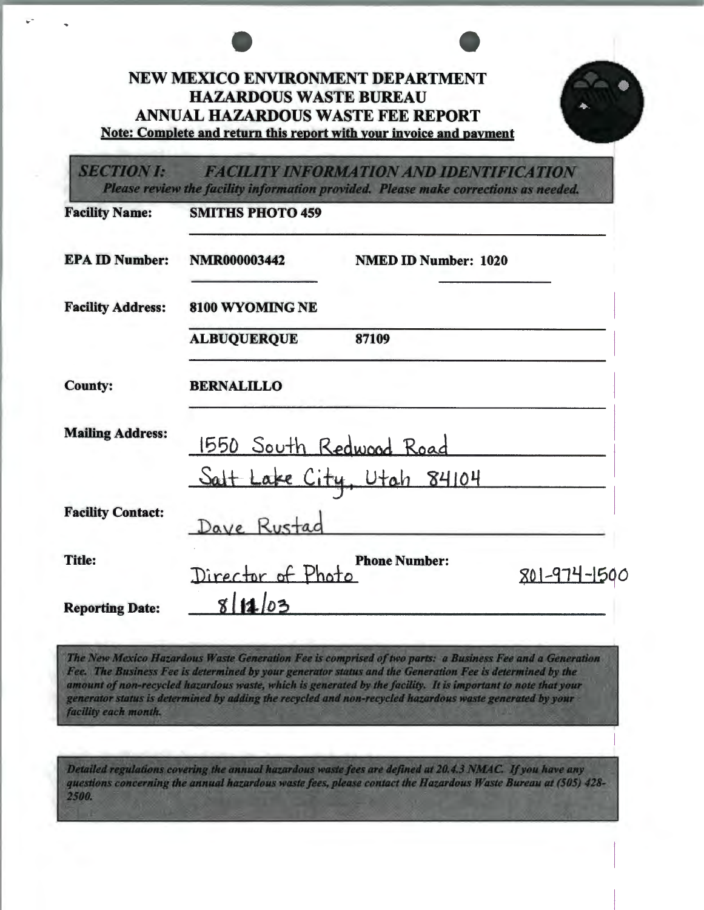# NEW MEXICO ENVIRONMENT DEPARTMENT
# HAZARDOUS WASTE BUREAU
# ANNUAL HAZARDOUS WASTE FEE REPORT

**Note: Complete and return this report with your invoice and payment**

## *SECTION I: FACILITY INFORMATION AND IDENTIFICATION*

*Please review the facility information provided. Please make corrections as needed.*

**Facility Name:** SMITHS PHOTO 459

**EPA ID Number:** NMR000003442 **NMED ID Number:** 1020

**Facility Address:** 8100 WYOMING NE

ALBUQUERQUE 87109

**County:** BERNALILLO

**Mailing Address:** 1550 South Redwood Road

Salt Lake City, Utah 84104

**Facility Contact:** Dave Rustad

**Title:** Director of Photo **Phone Number:** 801-974-1500

**Reporting Date:** 8/12/03

*The New Mexico Hazardous Waste Generation Fee is comprised of two parts: a Business Fee and a Generation Fee. The Business Fee is determined by your generator status and the Generation Fee is determined by the amount of non-recycled hazardous waste, which is generated by the facility. It is important to note that your generator status is determined by adding the recycled and non-recycled hazardous waste generated by your facility each month.*

*Detailed regulations covering the annual hazardous waste fees are defined at 20.4.3 NMAC. If you have any questions concerning the annual hazardous waste fees, please contact the Hazardous Waste Bureau at (505) 428-2500.*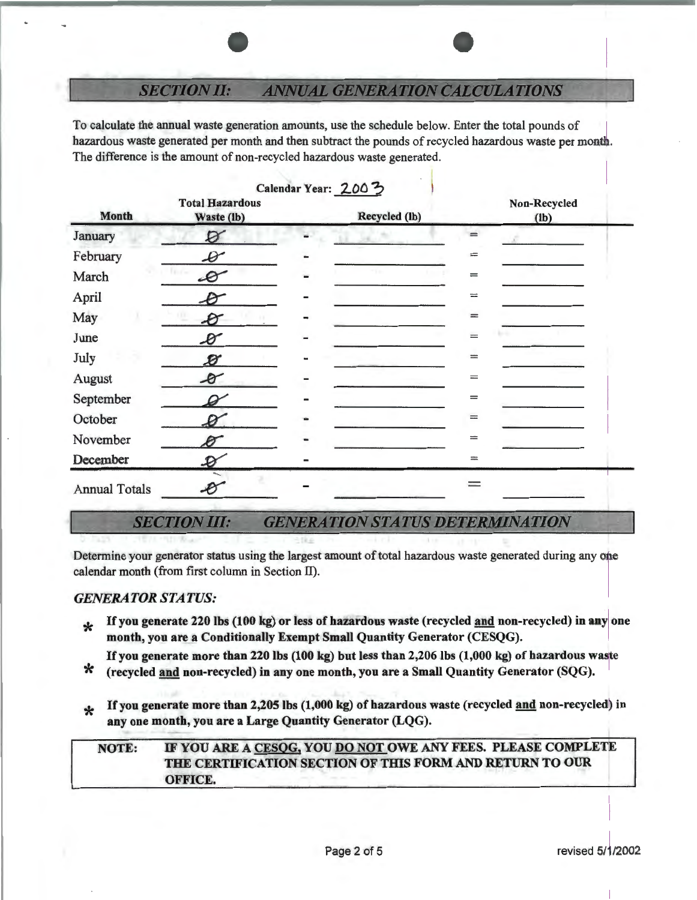## *SECTION II: ANNUAL GENERATION CALCULATIONS*

To calculate the annual waste generation amounts, use the schedule below. Enter the total pounds of hazardous waste generated per month and then subtract the pounds of recycled hazardous waste per month. The difference is the amount of non-recycled hazardous waste generated.

**Calendar Year:** 2003

| Month | Total Hazardous Waste (lb) | | Recycled (lb) | | Non-Recycled (lb) |
|---|---|---|---|---|---|
| January | 0 | - | | = | |
| February | 0 | - | | = | |
| March | 0 | - | | = | |
| April | 0 | - | | = | |
| May | 0 | - | | = | |
| June | 0 | - | | = | |
| July | 0 | - | | = | |
| August | 0 | - | | = | |
| September | 0 | - | | = | |
| October | 0 | - | | = | |
| November | 0 | - | | = | |
| December | 0 | - | | = | |
| Annual Totals | 0 | - | | = | |

## *SECTION III: GENERATION STATUS DETERMINATION*

Determine your generator status using the largest amount of total hazardous waste generated during any one calendar month (from first column in Section II).

### *GENERATOR STATUS:*

* **If you generate 220 lbs (100 kg) or less of hazardous waste (recycled <u>and</u> non-recycled) in any one month, you are a Conditionally Exempt Small Quantity Generator (CESQG).**
* **If you generate more than 220 lbs (100 kg) but less than 2,206 lbs (1,000 kg) of hazardous waste (recycled <u>and</u> non-recycled) in any one month, you are a Small Quantity Generator (SQG).**
* **If you generate more than 2,205 lbs (1,000 kg) of hazardous waste (recycled <u>and</u> non-recycled) in any one month, you are a Large Quantity Generator (LQG).**

**NOTE: IF YOU ARE A <u>CESQG</u>, YOU <u>DO NOT</u> OWE ANY FEES. PLEASE COMPLETE THE CERTIFICATION SECTION OF THIS FORM AND RETURN TO OUR OFFICE.**

revised 5/1/2002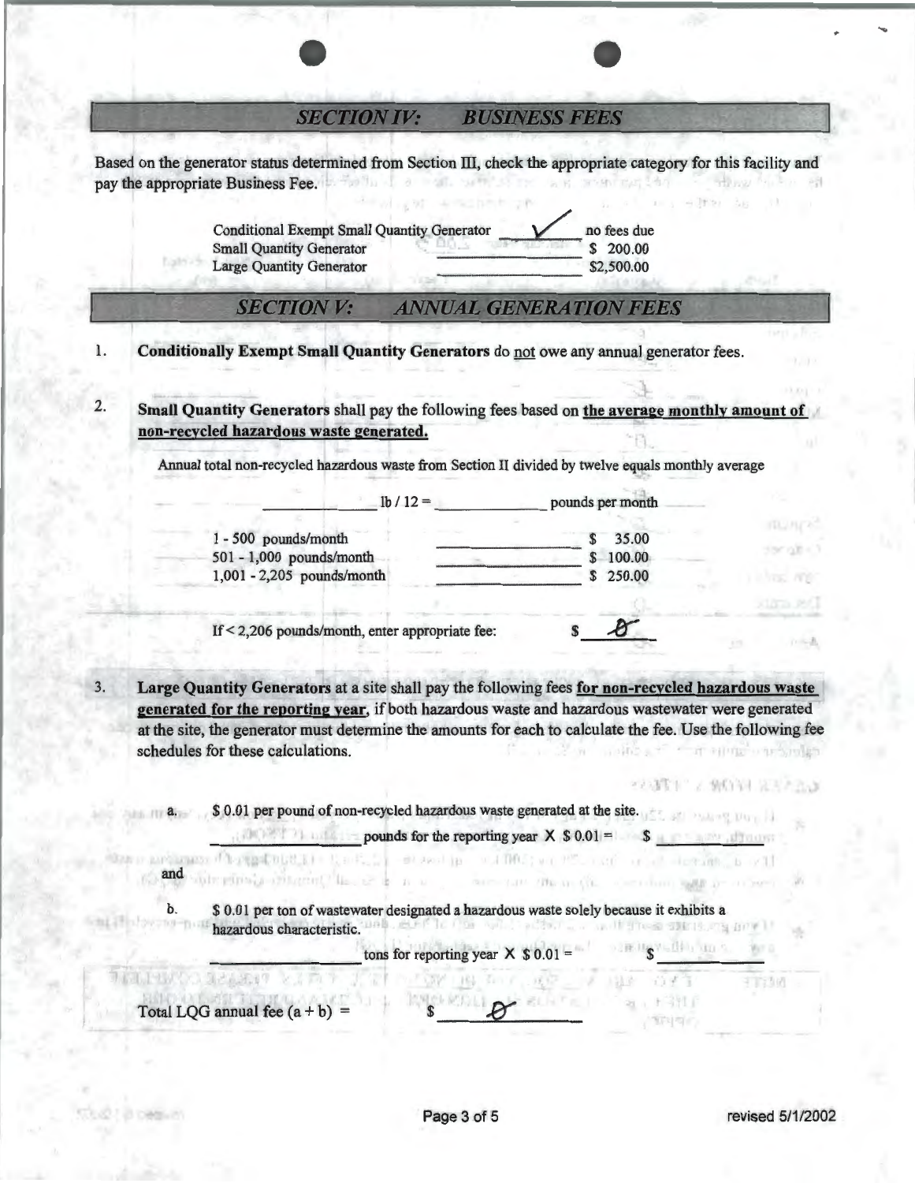## SECTION IV: BUSINESS FEES

Based on the generator status determined from Section III, check the appropriate category for this facility and pay the appropriate Business Fee.

| | | |
|---|---|---|
| Conditional Exempt Small Quantity Generator | ✓ | no fees due |
| Small Quantity Generator | | $ 200.00 |
| Large Quantity Generator | | $2,500.00 |

## SECTION V: ANNUAL GENERATION FEES

1. **Conditionally Exempt Small Quantity Generators** do not owe any annual generator fees.

2. **Small Quantity Generators** shall pay the following fees based on **the average monthly amount of non-recycled hazardous waste generated.**

   Annual total non-recycled hazardous waste from Section II divided by twelve equals monthly average

   ______ lb / 12 = ______ pounds per month

   | | | |
   |---|---|---|
   | 1 - 500 pounds/month | ______ | $ 35.00 |
   | 501 - 1,000 pounds/month | ______ | $ 100.00 |
   | 1,001 - 2,205 pounds/month | ______ | $ 250.00 |

   If < 2,206 pounds/month, enter appropriate fee: $ 0

3. **Large Quantity Generators** at a site shall pay the following fees **for non-recycled hazardous waste generated for the reporting year**, if both hazardous waste and hazardous wastewater were generated at the site, the generator must determine the amounts for each to calculate the fee. Use the following fee schedules for these calculations.

   a. $ 0.01 per pound of non-recycled hazardous waste generated at the site.

   ______ pounds for the reporting year X $ 0.01 = $ ______

   and

   b. $ 0.01 per ton of wastewater designated a hazardous waste solely because it exhibits a hazardous characteristic.

   ______ tons for reporting year X $ 0.01 = $ ______

   Total LQG annual fee (a + b) = $ 0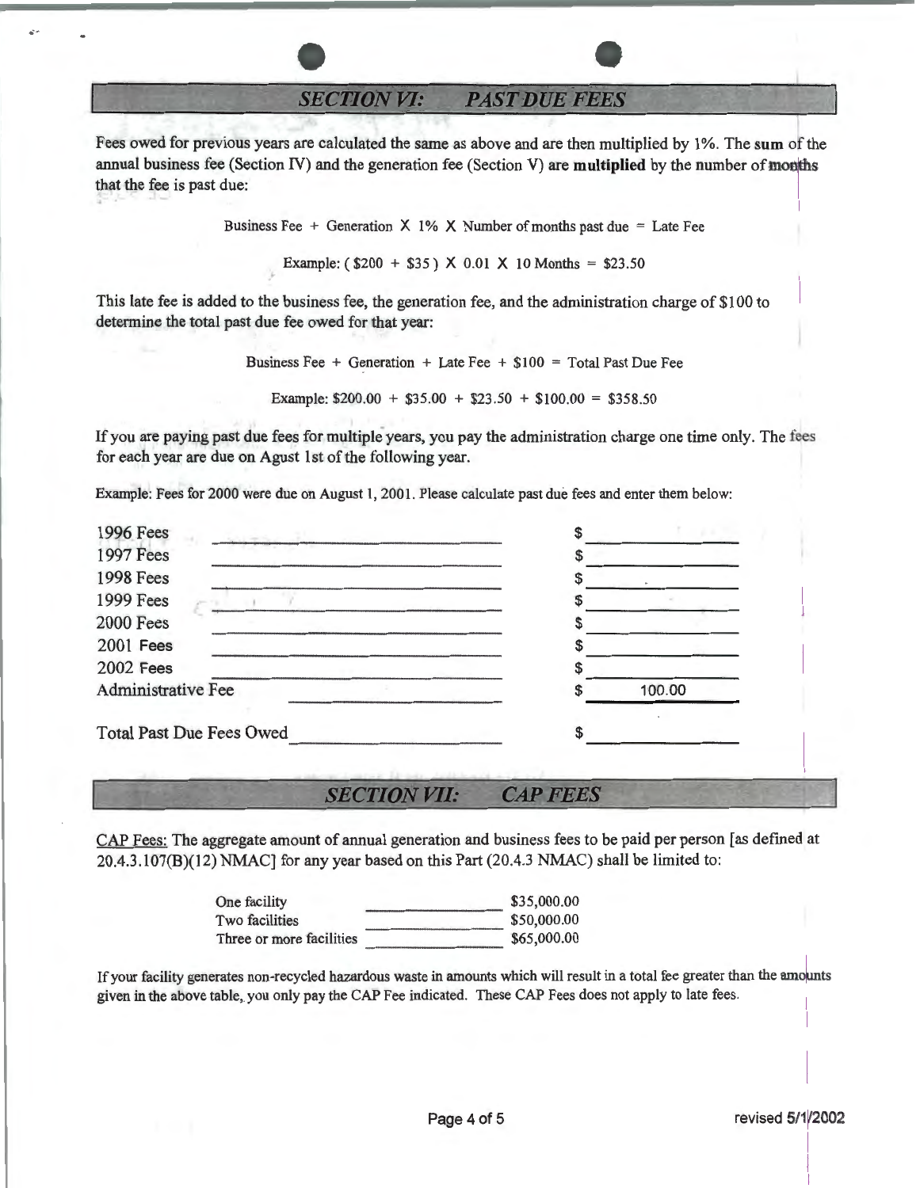## *SECTION VI: PAST DUE FEES*

Fees owed for previous years are calculated the same as above and are then multiplied by 1%. The **sum** of the annual business fee (Section IV) and the generation fee (Section V) are **multiplied** by the number of months that the fee is past due:

Business Fee + Generation X 1% X Number of months past due = Late Fee

Example: ( $200 + $35 ) X 0.01 X 10 Months = $23.50

This late fee is added to the business fee, the generation fee, and the administration charge of $100 to determine the total past due fee owed for that year:

Business Fee + Generation + Late Fee + $100 = Total Past Due Fee

Example: $200.00 + $35.00 + $23.50 + $100.00 = $358.50

If you are paying past due fees for multiple years, you pay the administration charge one time only. The fees for each year are due on Agust 1st of the following year.

Example: Fees for 2000 were due on August 1, 2001. Please calculate past due fees and enter them below:

| | |
|---|---|
| 1996 Fees | $ |
| 1997 Fees | $ |
| 1998 Fees | $ |
| 1999 Fees | $ |
| 2000 Fees | $ |
| 2001 Fees | $ |
| 2002 Fees | $ |
| Administrative Fee | $ 100.00 |
| Total Past Due Fees Owed | $ |

## *SECTION VII: CAP FEES*

CAP Fees: The aggregate amount of annual generation and business fees to be paid per person [as defined at 20.4.3.107(B)(12) NMAC] for any year based on this Part (20.4.3 NMAC) shall be limited to:

| | |
|---|---|
| One facility | $35,000.00 |
| Two facilities | $50,000.00 |
| Three or more facilities | $65,000.00 |

If your facility generates non-recycled hazardous waste in amounts which will result in a total fee greater than the amounts given in the above table, you only pay the CAP Fee indicated. These CAP Fees does not apply to late fees.

revised 5/1/2002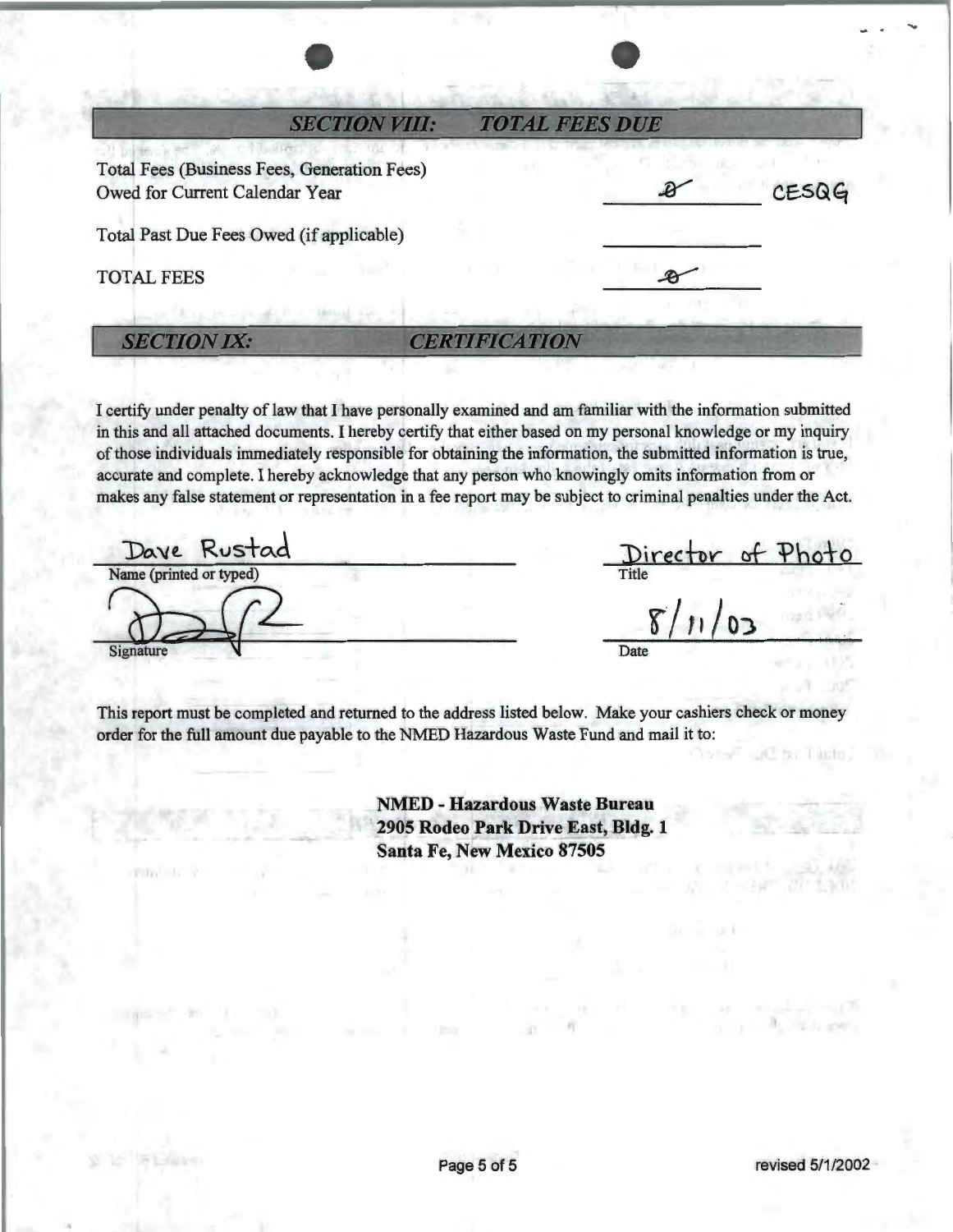## SECTION VIII: TOTAL FEES DUE

| | |
|---|---|
| Total Fees (Business Fees, Generation Fees) Owed for Current Calendar Year | 0 CESQG |
| Total Past Due Fees Owed (if applicable) | |
| TOTAL FEES | 0 |

## SECTION IX: CERTIFICATION

I certify under penalty of law that I have personally examined and am familiar with the information submitted in this and all attached documents. I hereby certify that either based on my personal knowledge or my inquiry of those individuals immediately responsible for obtaining the information, the submitted information is true, accurate and complete. I hereby acknowledge that any person who knowingly omits information from or makes any false statement or representation in a fee report may be subject to criminal penalties under the Act.

Dave Rustad
Name (printed or typed)

Director of Photo
Title

[Signature]
Signature

8/11/03
Date

This report must be completed and returned to the address listed below. Make your cashiers check or money order for the full amount due payable to the NMED Hazardous Waste Fund and mail it to:

**NMED - Hazardous Waste Bureau**
**2905 Rodeo Park Drive East, Bldg. 1**
**Santa Fe, New Mexico 87505**

revised 5/1/2002